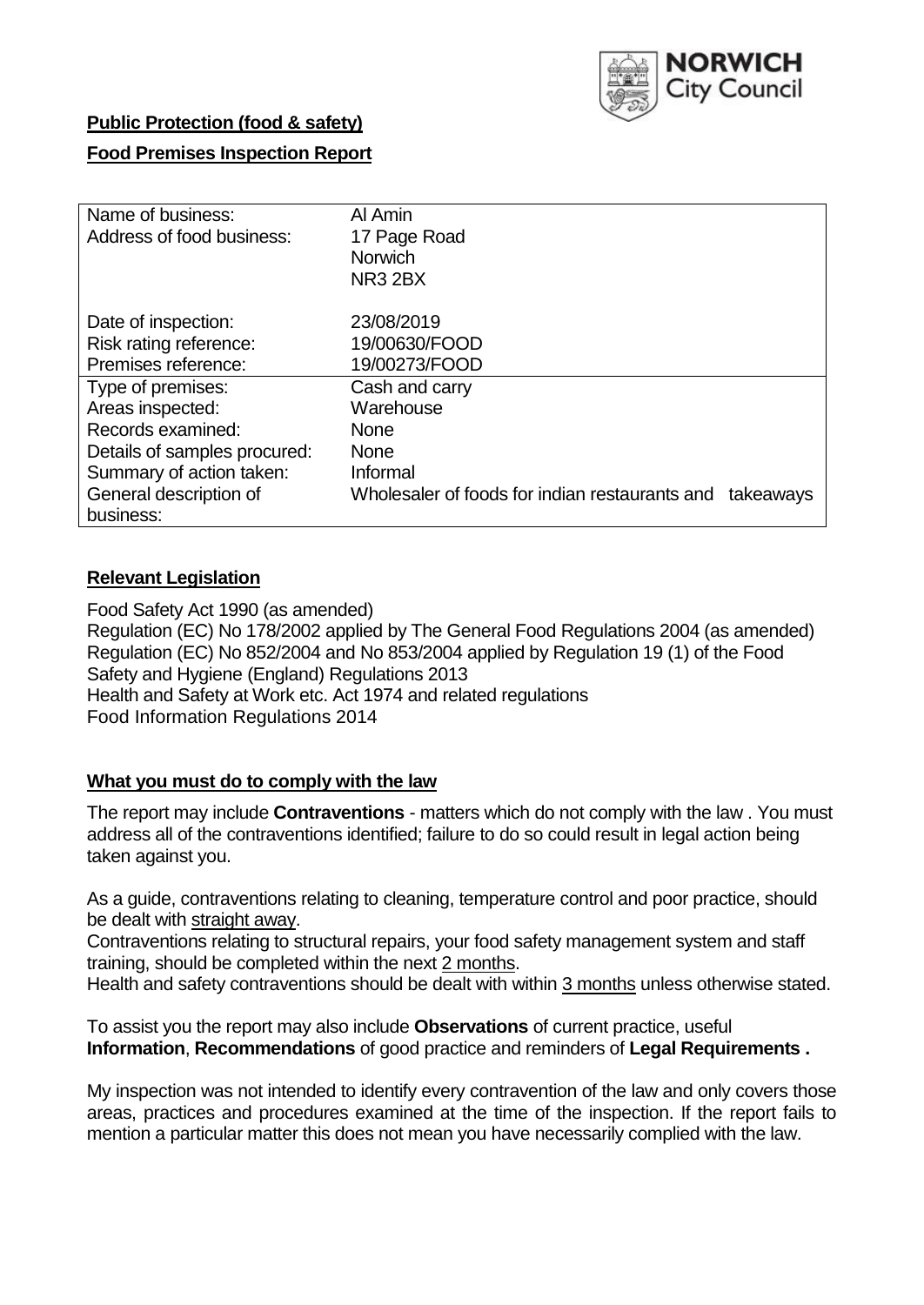**Public Protection (food & safety)**

**Food Premises Inspection Report**

| Name of business: | Al Amin |
|---|---|
| Address of food business: | 17 Page Road<br>Norwich<br>NR3 2BX |
| Date of inspection: | 23/08/2019 |
| Risk rating reference: | 19/00630/FOOD |
| Premises reference: | 19/00273/FOOD |
| Type of premises: | Cash and carry |
| Areas inspected: | Warehouse |
| Records examined: | None |
| Details of samples procured: | None |
| Summary of action taken: | Informal |
| General description of business: | Wholesaler of foods for indian restaurants and takeaways |

## **Relevant Legislation**

Food Safety Act 1990 (as amended)
Regulation (EC) No 178/2002 applied by The General Food Regulations 2004 (as amended)
Regulation (EC) No 852/2004 and No 853/2004 applied by Regulation 19 (1) of the Food Safety and Hygiene (England) Regulations 2013
Health and Safety at Work etc. Act 1974 and related regulations
Food Information Regulations 2014

## **What you must do to comply with the law**

The report may include **Contraventions** - matters which do not comply with the law . You must address all of the contraventions identified; failure to do so could result in legal action being taken against you.

As a guide, contraventions relating to cleaning, temperature control and poor practice, should be dealt with straight away.
Contraventions relating to structural repairs, your food safety management system and staff training, should be completed within the next 2 months.
Health and safety contraventions should be dealt with within 3 months unless otherwise stated.

To assist you the report may also include **Observations** of current practice, useful **Information**, **Recommendations** of good practice and reminders of **Legal Requirements .**

My inspection was not intended to identify every contravention of the law and only covers those areas, practices and procedures examined at the time of the inspection. If the report fails to mention a particular matter this does not mean you have necessarily complied with the law.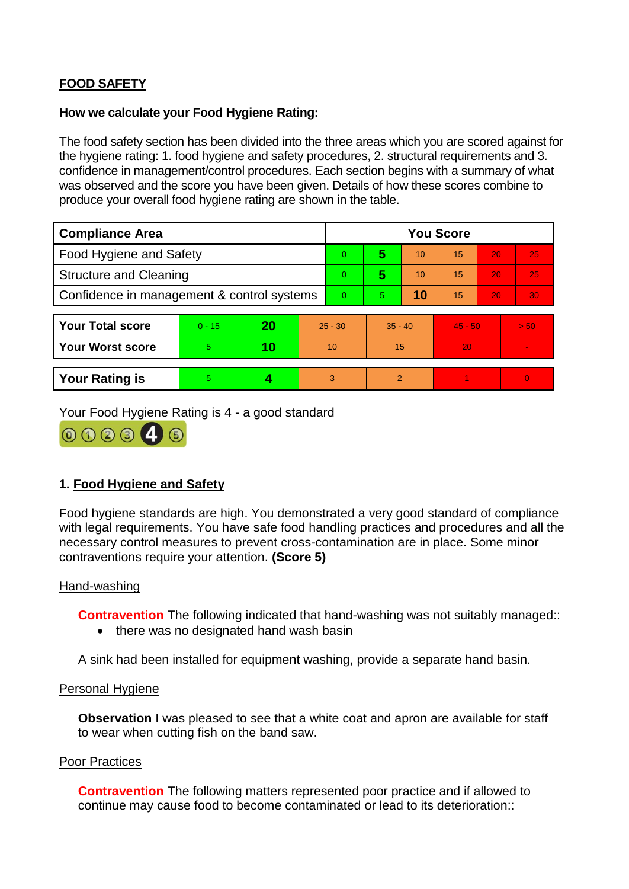## FOOD SAFETY

**How we calculate your Food Hygiene Rating:**

The food safety section has been divided into the three areas which you are scored against for the hygiene rating: 1. food hygiene and safety procedures, 2. structural requirements and 3. confidence in management/control procedures. Each section begins with a summary of what was observed and the score you have been given. Details of how these scores combine to produce your overall food hygiene rating are shown in the table.

| Compliance Area | You Score | | | | | |
|---|---|---|---|---|---|---|
| Food Hygiene and Safety | 0 | **5** | 10 | 15 | 20 | 25 |
| Structure and Cleaning | 0 | **5** | 10 | 15 | 20 | 25 |
| Confidence in management & control systems | 0 | 5 | **10** | 15 | 20 | 30 |

| | | | | | | |
|---|---|---|---|---|---|---|
| **Your Total score** | 0 - 15 | **20** | 25 - 30 | 35 - 40 | 45 - 50 | > 50 |
| **Your Worst score** | 5 | **10** | 10 | 15 | 20 | - |

| | | | | | | |
|---|---|---|---|---|---|---|
| **Your Rating is** | 5 | **4** | 3 | 2 | 1 | 0 |

Your Food Hygiene Rating is 4 - a good standard

### 1. Food Hygiene and Safety

Food hygiene standards are high. You demonstrated a very good standard of compliance with legal requirements. You have safe food handling practices and procedures and all the necessary control measures to prevent cross-contamination are in place. Some minor contraventions require your attention. **(Score 5)**

Hand-washing

**Contravention** The following indicated that hand-washing was not suitably managed::

- there was no designated hand wash basin

A sink had been installed for equipment washing, provide a separate hand basin.

Personal Hygiene

**Observation** I was pleased to see that a white coat and apron are available for staff to wear when cutting fish on the band saw.

Poor Practices

**Contravention** The following matters represented poor practice and if allowed to continue may cause food to become contaminated or lead to its deterioration::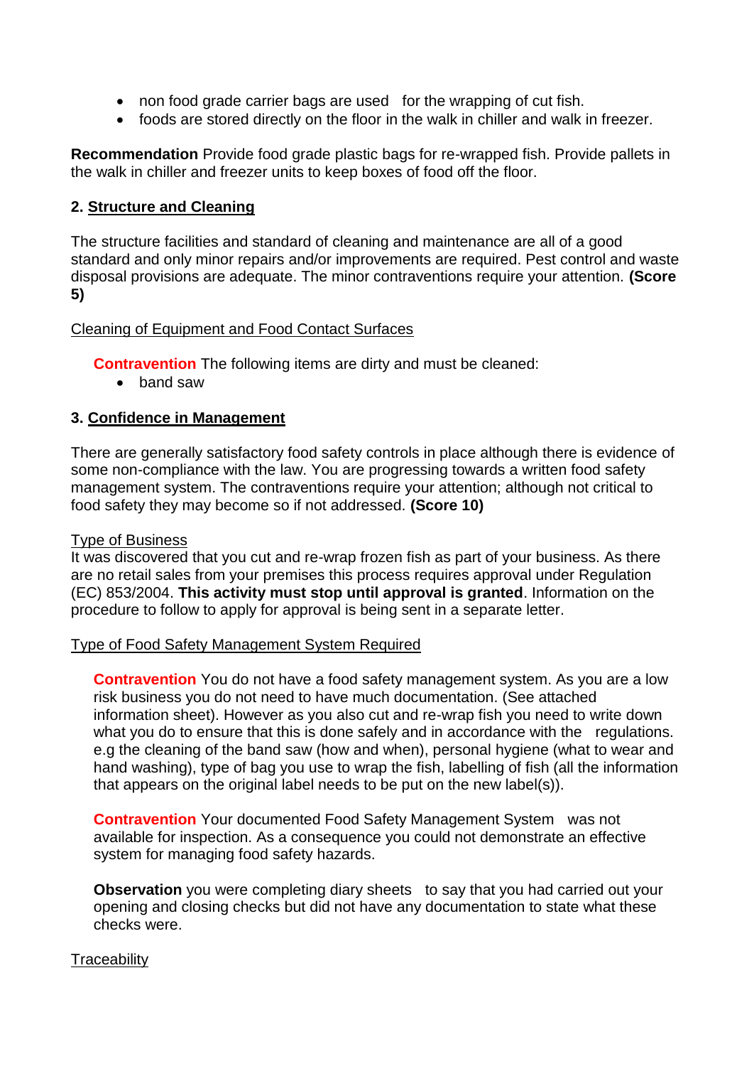- non food grade carrier bags are used for the wrapping of cut fish.
- foods are stored directly on the floor in the walk in chiller and walk in freezer.

**Recommendation** Provide food grade plastic bags for re-wrapped fish. Provide pallets in the walk in chiller and freezer units to keep boxes of food off the floor.

## 2. Structure and Cleaning

The structure facilities and standard of cleaning and maintenance are all of a good standard and only minor repairs and/or improvements are required. Pest control and waste disposal provisions are adequate. The minor contraventions require your attention. **(Score 5)**

Cleaning of Equipment and Food Contact Surfaces

**Contravention** The following items are dirty and must be cleaned:

- band saw

## 3. Confidence in Management

There are generally satisfactory food safety controls in place although there is evidence of some non-compliance with the law. You are progressing towards a written food safety management system. The contraventions require your attention; although not critical to food safety they may become so if not addressed. **(Score 10)**

Type of Business

It was discovered that you cut and re-wrap frozen fish as part of your business. As there are no retail sales from your premises this process requires approval under Regulation (EC) 853/2004. **This activity must stop until approval is granted**. Information on the procedure to follow to apply for approval is being sent in a separate letter.

Type of Food Safety Management System Required

**Contravention** You do not have a food safety management system. As you are a low risk business you do not need to have much documentation. (See attached information sheet). However as you also cut and re-wrap fish you need to write down what you do to ensure that this is done safely and in accordance with the regulations. e.g the cleaning of the band saw (how and when), personal hygiene (what to wear and hand washing), type of bag you use to wrap the fish, labelling of fish (all the information that appears on the original label needs to be put on the new label(s)).

**Contravention** Your documented Food Safety Management System was not available for inspection. As a consequence you could not demonstrate an effective system for managing food safety hazards.

**Observation** you were completing diary sheets to say that you had carried out your opening and closing checks but did not have any documentation to state what these checks were.

Traceability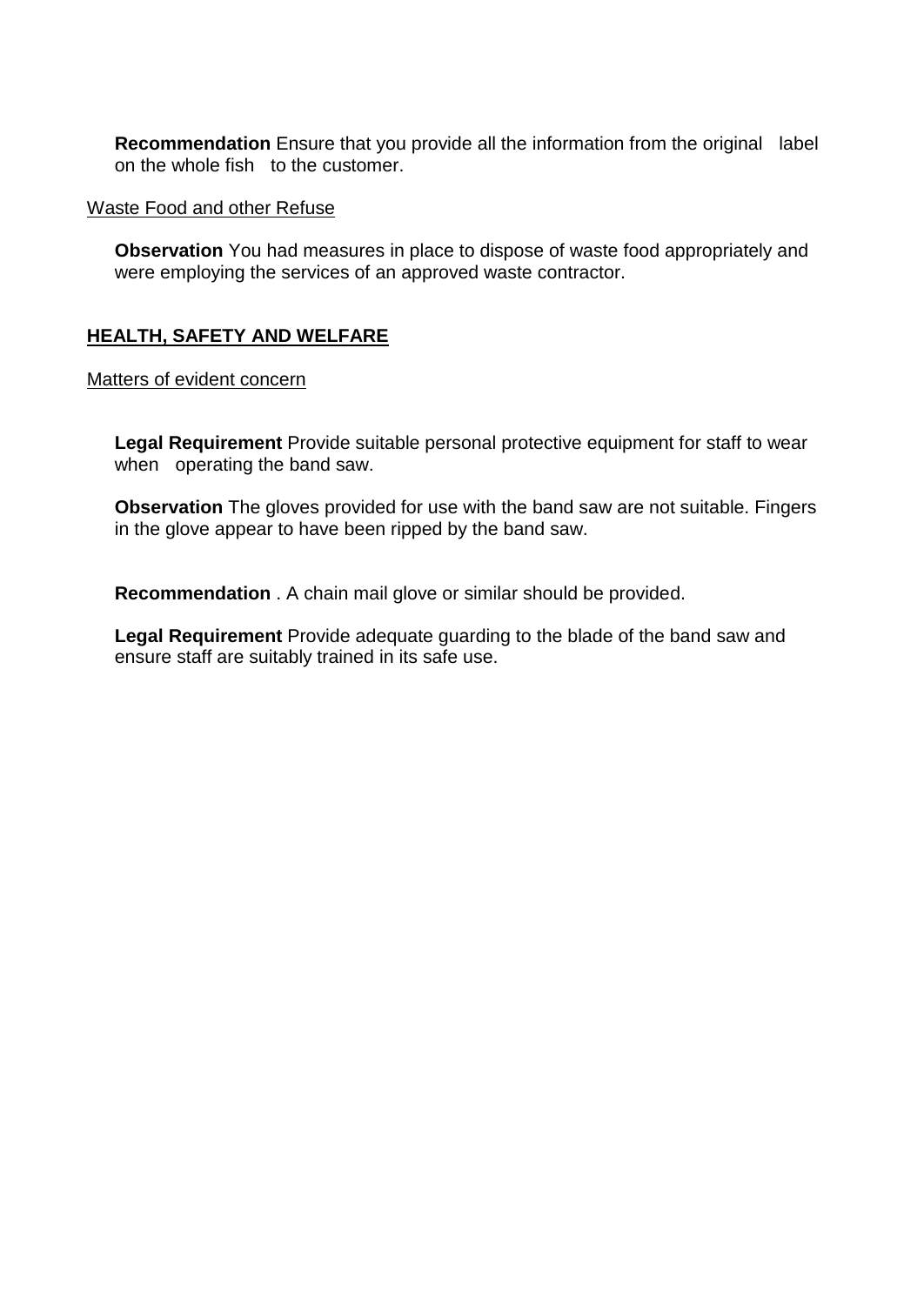**Recommendation** Ensure that you provide all the information from the original label on the whole fish to the customer.

Waste Food and other Refuse

**Observation** You had measures in place to dispose of waste food appropriately and were employing the services of an approved waste contractor.

## HEALTH, SAFETY AND WELFARE

Matters of evident concern

**Legal Requirement** Provide suitable personal protective equipment for staff to wear when operating the band saw.

**Observation** The gloves provided for use with the band saw are not suitable. Fingers in the glove appear to have been ripped by the band saw.

**Recommendation** . A chain mail glove or similar should be provided.

**Legal Requirement** Provide adequate guarding to the blade of the band saw and ensure staff are suitably trained in its safe use.